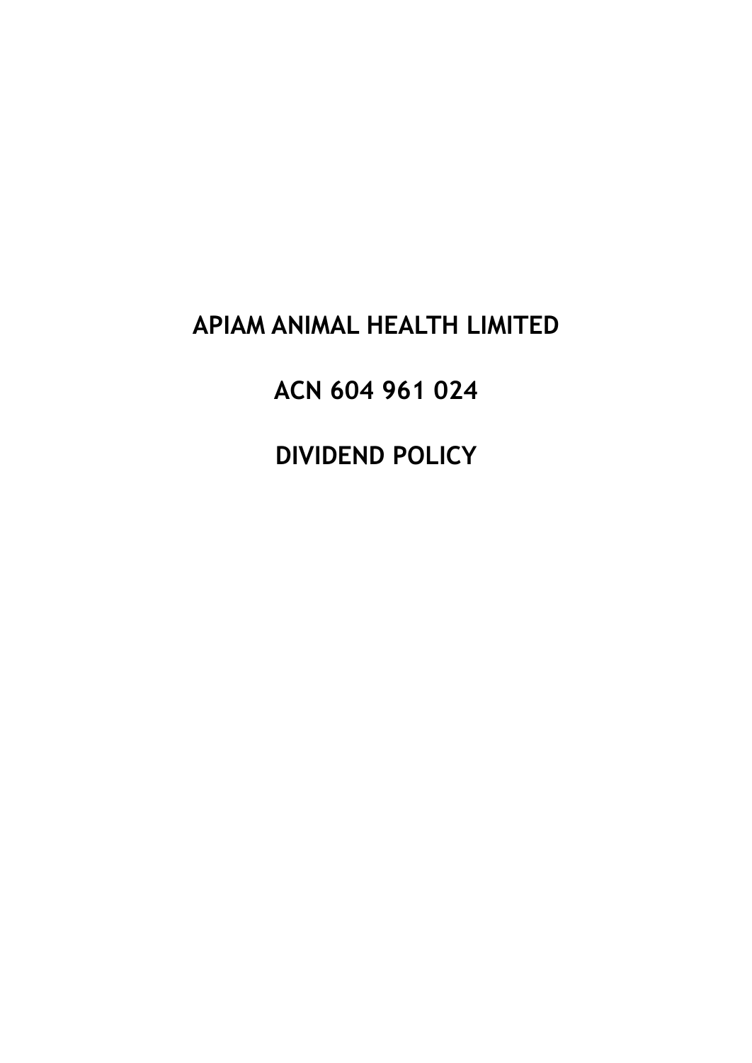# APIAM ANIMAL HEALTH LIMITED

# ACN 604 961 024

# DIVIDEND POLICY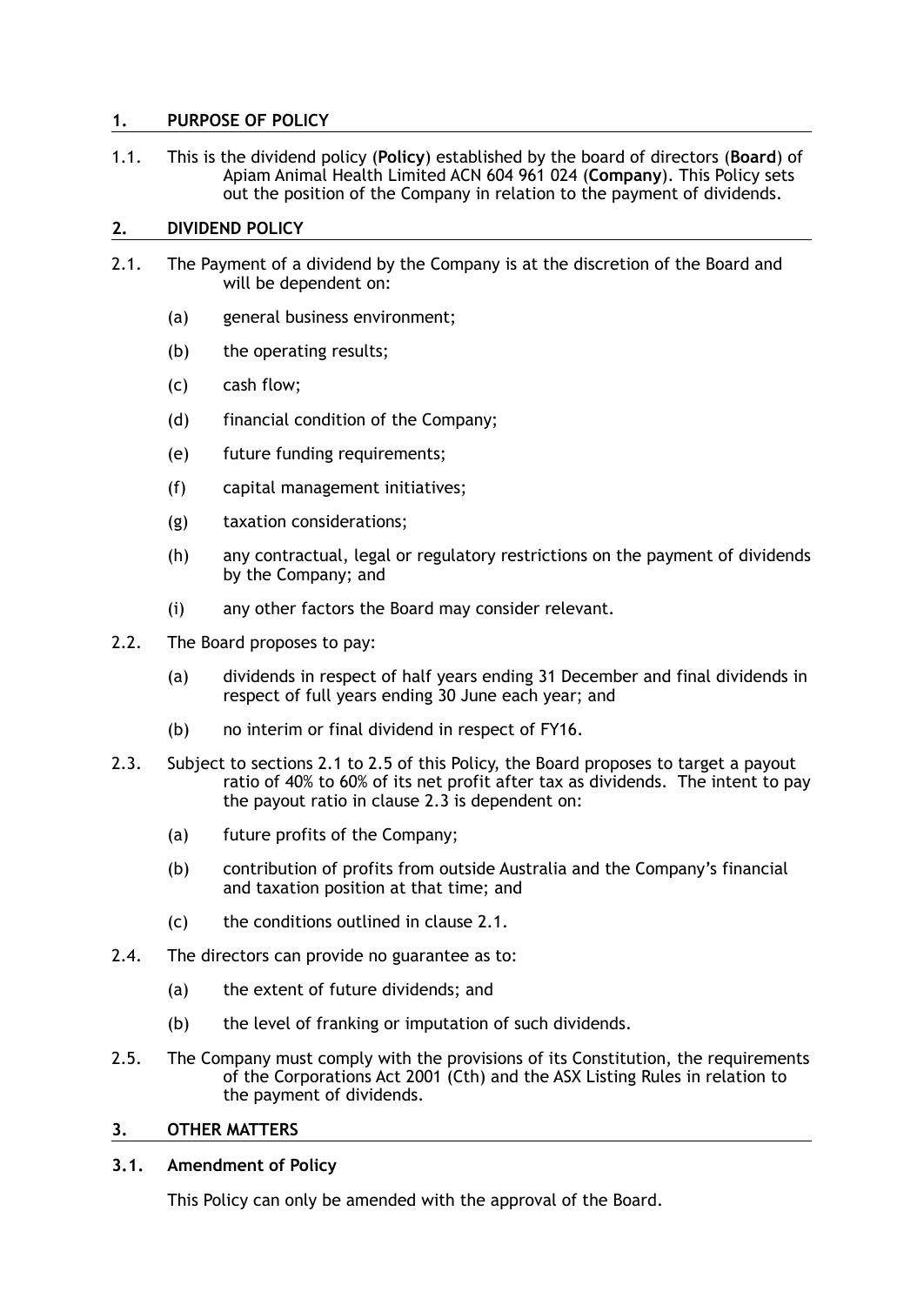## 1. PURPOSE OF POLICY

1.1. This is the dividend policy (**Policy**) established by the board of directors (**Board**) of Apiam Animal Health Limited ACN 604 961 024 (**Company**). This Policy sets out the position of the Company in relation to the payment of dividends.

## 2. DIVIDEND POLICY

2.1. The Payment of a dividend by the Company is at the discretion of the Board and will be dependent on:

(a) general business environment;

(b) the operating results;

(c) cash flow;

(d) financial condition of the Company;

(e) future funding requirements;

(f) capital management initiatives;

(g) taxation considerations;

(h) any contractual, legal or regulatory restrictions on the payment of dividends by the Company; and

(i) any other factors the Board may consider relevant.

2.2. The Board proposes to pay:

(a) dividends in respect of half years ending 31 December and final dividends in respect of full years ending 30 June each year; and

(b) no interim or final dividend in respect of FY16.

2.3. Subject to sections 2.1 to 2.5 of this Policy, the Board proposes to target a payout ratio of 40% to 60% of its net profit after tax as dividends. The intent to pay the payout ratio in clause 2.3 is dependent on:

(a) future profits of the Company;

(b) contribution of profits from outside Australia and the Company's financial and taxation position at that time; and

(c) the conditions outlined in clause 2.1.

2.4. The directors can provide no guarantee as to:

(a) the extent of future dividends; and

(b) the level of franking or imputation of such dividends.

2.5. The Company must comply with the provisions of its Constitution, the requirements of the Corporations Act 2001 (Cth) and the ASX Listing Rules in relation to the payment of dividends.

## 3. OTHER MATTERS

### 3.1. Amendment of Policy

This Policy can only be amended with the approval of the Board.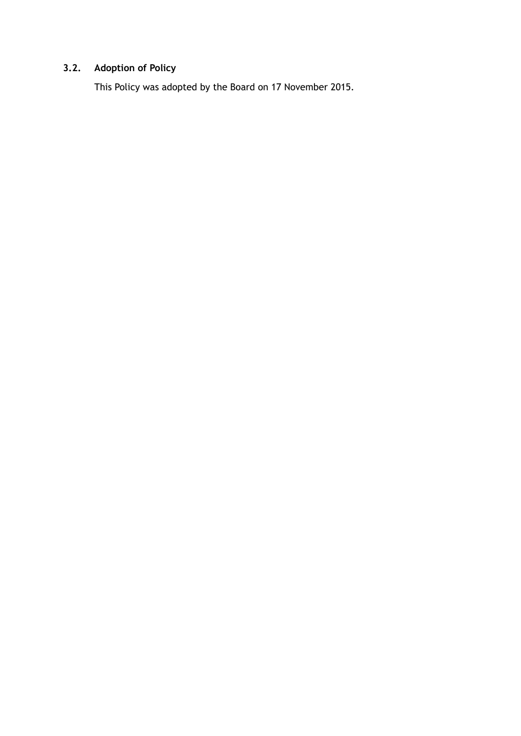### 3.2. Adoption of Policy

This Policy was adopted by the Board on 17 November 2015.